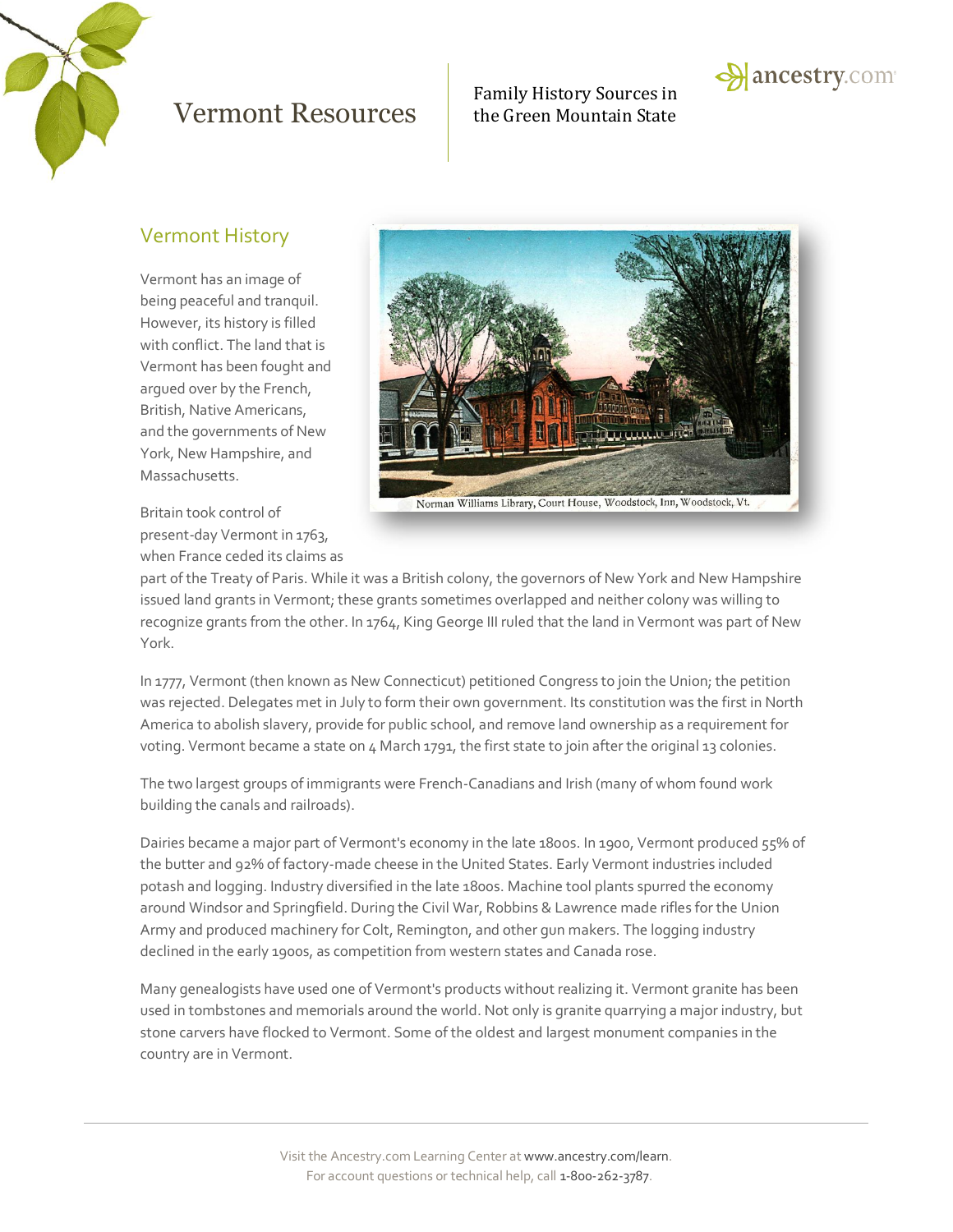# Vermont Resources

Family History Sources in the Green Mountain State

## Vermont History

Vermont has an image of being peaceful and tranquil. However, its history is filled with conflict. The land that is Vermont has been fought and argued over by the French, British, Native Americans, and the governments of New York, New Hampshire, and Massachusetts.

Norman Williams Library, Court House, Woodstock, Inn, Woodstock, Vt.

Britain took control of present-day Vermont in 1763, when France ceded its claims as part of the Treaty of Paris. While it was a British colony, the governors of New York and New Hampshire issued land grants in Vermont; these grants sometimes overlapped and neither colony was willing to recognize grants from the other. In 1764, King George III ruled that the land in Vermont was part of New York.

In 1777, Vermont (then known as New Connecticut) petitioned Congress to join the Union; the petition was rejected. Delegates met in July to form their own government. Its constitution was the first in North America to abolish slavery, provide for public school, and remove land ownership as a requirement for voting. Vermont became a state on 4 March 1791, the first state to join after the original 13 colonies.

The two largest groups of immigrants were French-Canadians and Irish (many of whom found work building the canals and railroads).

Dairies became a major part of Vermont's economy in the late 1800s. In 1900, Vermont produced 55% of the butter and 92% of factory-made cheese in the United States. Early Vermont industries included potash and logging. Industry diversified in the late 1800s. Machine tool plants spurred the economy around Windsor and Springfield. During the Civil War, Robbins & Lawrence made rifles for the Union Army and produced machinery for Colt, Remington, and other gun makers. The logging industry declined in the early 1900s, as competition from western states and Canada rose.

Many genealogists have used one of Vermont's products without realizing it. Vermont granite has been used in tombstones and memorials around the world. Not only is granite quarrying a major industry, but stone carvers have flocked to Vermont. Some of the oldest and largest monument companies in the country are in Vermont.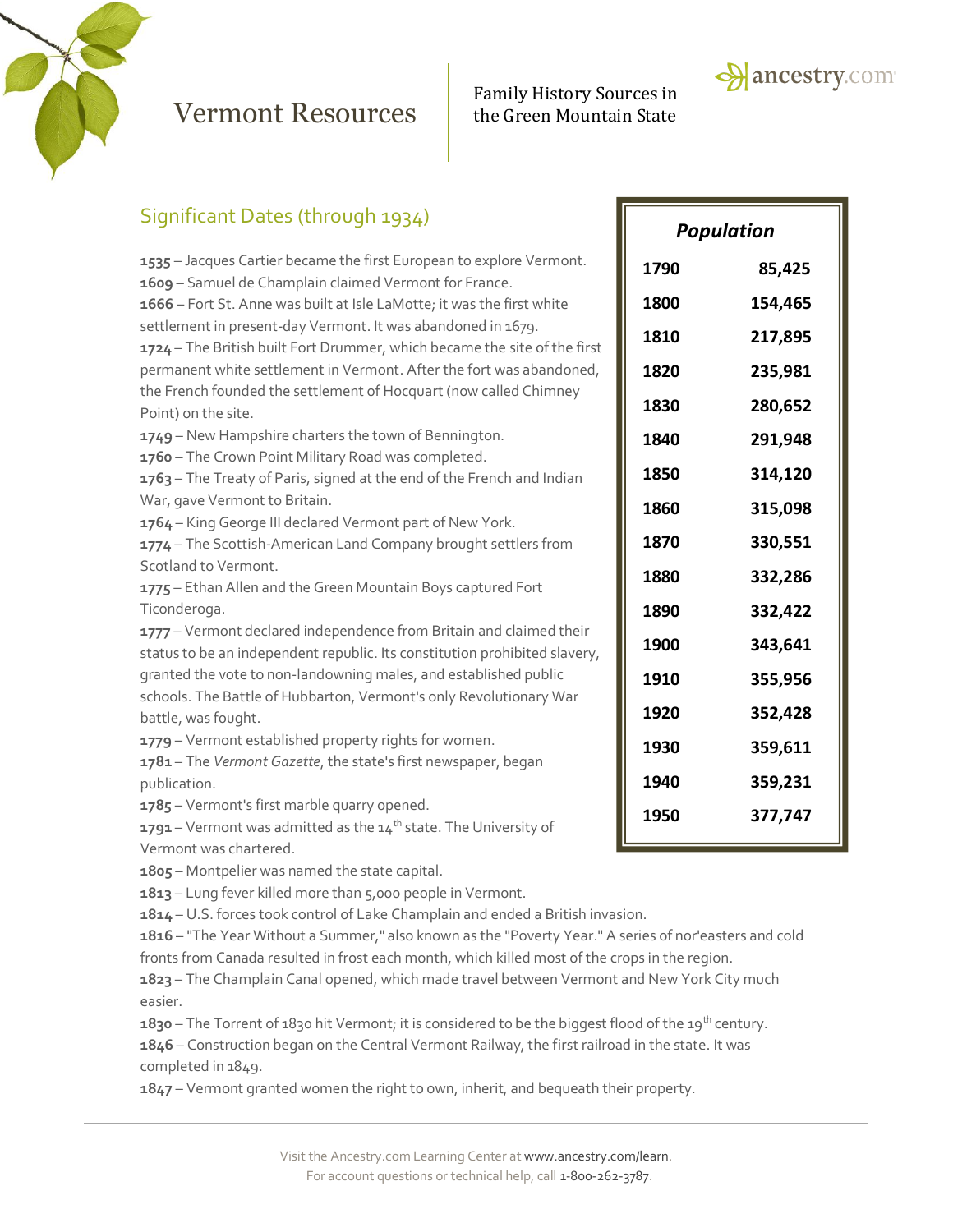# Vermont Resources

Family History Sources in the Green Mountain State

## Significant Dates (through 1934)

**1535** – Jacques Cartier became the first European to explore Vermont.
**1609** – Samuel de Champlain claimed Vermont for France.
**1666** – Fort St. Anne was built at Isle LaMotte; it was the first white settlement in present-day Vermont. It was abandoned in 1679.
**1724** – The British built Fort Drummer, which became the site of the first permanent white settlement in Vermont. After the fort was abandoned, the French founded the settlement of Hocquart (now called Chimney Point) on the site.
**1749** – New Hampshire charters the town of Bennington.
**1760** – The Crown Point Military Road was completed.
**1763** – The Treaty of Paris, signed at the end of the French and Indian War, gave Vermont to Britain.
**1764** – King George III declared Vermont part of New York.
**1774** – The Scottish-American Land Company brought settlers from Scotland to Vermont.
**1775** – Ethan Allen and the Green Mountain Boys captured Fort Ticonderoga.
**1777** – Vermont declared independence from Britain and claimed their status to be an independent republic. Its constitution prohibited slavery, granted the vote to non-landowning males, and established public schools. The Battle of Hubbarton, Vermont's only Revolutionary War battle, was fought.
**1779** – Vermont established property rights for women.
**1781** – The *Vermont Gazette*, the state's first newspaper, began publication.
**1785** – Vermont's first marble quarry opened.
**1791** – Vermont was admitted as the 14th state. The University of Vermont was chartered.
**1805** – Montpelier was named the state capital.
**1813** – Lung fever killed more than 5,000 people in Vermont.
**1814** – U.S. forces took control of Lake Champlain and ended a British invasion.
**1816** – "The Year Without a Summer," also known as the "Poverty Year." A series of nor'easters and cold fronts from Canada resulted in frost each month, which killed most of the crops in the region.
**1823** – The Champlain Canal opened, which made travel between Vermont and New York City much easier.
**1830** – The Torrent of 1830 hit Vermont; it is considered to be the biggest flood of the 19th century.
**1846** – Construction began on the Central Vermont Railway, the first railroad in the state. It was completed in 1849.
**1847** – Vermont granted women the right to own, inherit, and bequeath their property.

| *Population* | |
|---|---|
| 1790 | 85,425 |
| 1800 | 154,465 |
| 1810 | 217,895 |
| 1820 | 235,981 |
| 1830 | 280,652 |
| 1840 | 291,948 |
| 1850 | 314,120 |
| 1860 | 315,098 |
| 1870 | 330,551 |
| 1880 | 332,286 |
| 1890 | 332,422 |
| 1900 | 343,641 |
| 1910 | 355,956 |
| 1920 | 352,428 |
| 1930 | 359,611 |
| 1940 | 359,231 |
| 1950 | 377,747 |

Visit the Ancestry.com Learning Center at www.ancestry.com/learn.
For account questions or technical help, call 1-800-262-3787.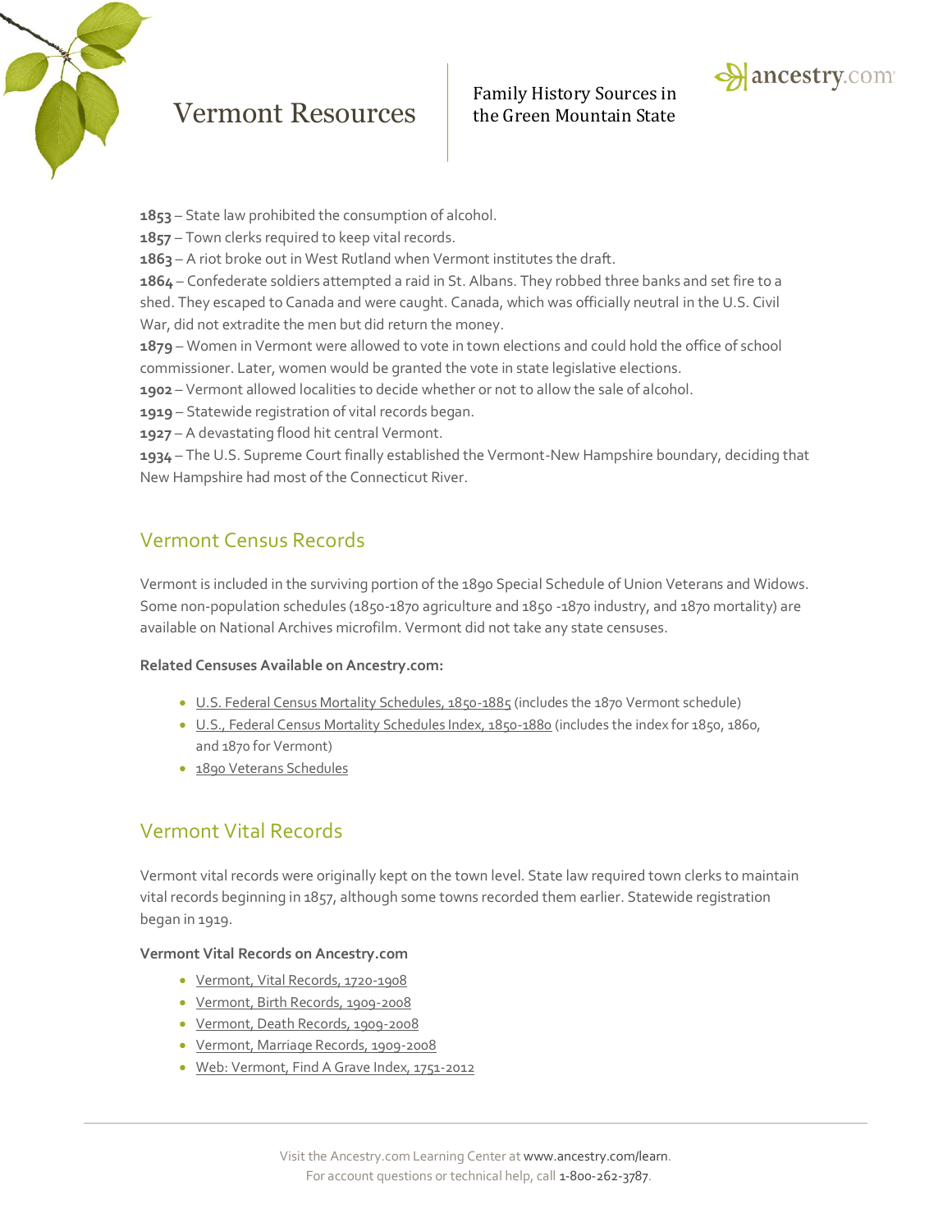**1853** – State law prohibited the consumption of alcohol.
**1857** – Town clerks required to keep vital records.
**1863** – A riot broke out in West Rutland when Vermont institutes the draft.
**1864** – Confederate soldiers attempted a raid in St. Albans. They robbed three banks and set fire to a shed. They escaped to Canada and were caught. Canada, which was officially neutral in the U.S. Civil War, did not extradite the men but did return the money.
**1879** – Women in Vermont were allowed to vote in town elections and could hold the office of school commissioner. Later, women would be granted the vote in state legislative elections.
**1902** – Vermont allowed localities to decide whether or not to allow the sale of alcohol.
**1919** – Statewide registration of vital records began.
**1927** – A devastating flood hit central Vermont.
**1934** – The U.S. Supreme Court finally established the Vermont-New Hampshire boundary, deciding that New Hampshire had most of the Connecticut River.

## Vermont Census Records

Vermont is included in the surviving portion of the 1890 Special Schedule of Union Veterans and Widows. Some non-population schedules (1850-1870 agriculture and 1850 -1870 industry, and 1870 mortality) are available on National Archives microfilm. Vermont did not take any state censuses.

**Related Censuses Available on Ancestry.com:**

- U.S. Federal Census Mortality Schedules, 1850-1885 (includes the 1870 Vermont schedule)
- U.S., Federal Census Mortality Schedules Index, 1850-1880 (includes the index for 1850, 1860, and 1870 for Vermont)
- 1890 Veterans Schedules

## Vermont Vital Records

Vermont vital records were originally kept on the town level. State law required town clerks to maintain vital records beginning in 1857, although some towns recorded them earlier. Statewide registration began in 1919.

**Vermont Vital Records on Ancestry.com**

- Vermont, Vital Records, 1720-1908
- Vermont, Birth Records, 1909-2008
- Vermont, Death Records, 1909-2008
- Vermont, Marriage Records, 1909-2008
- Web: Vermont, Find A Grave Index, 1751-2012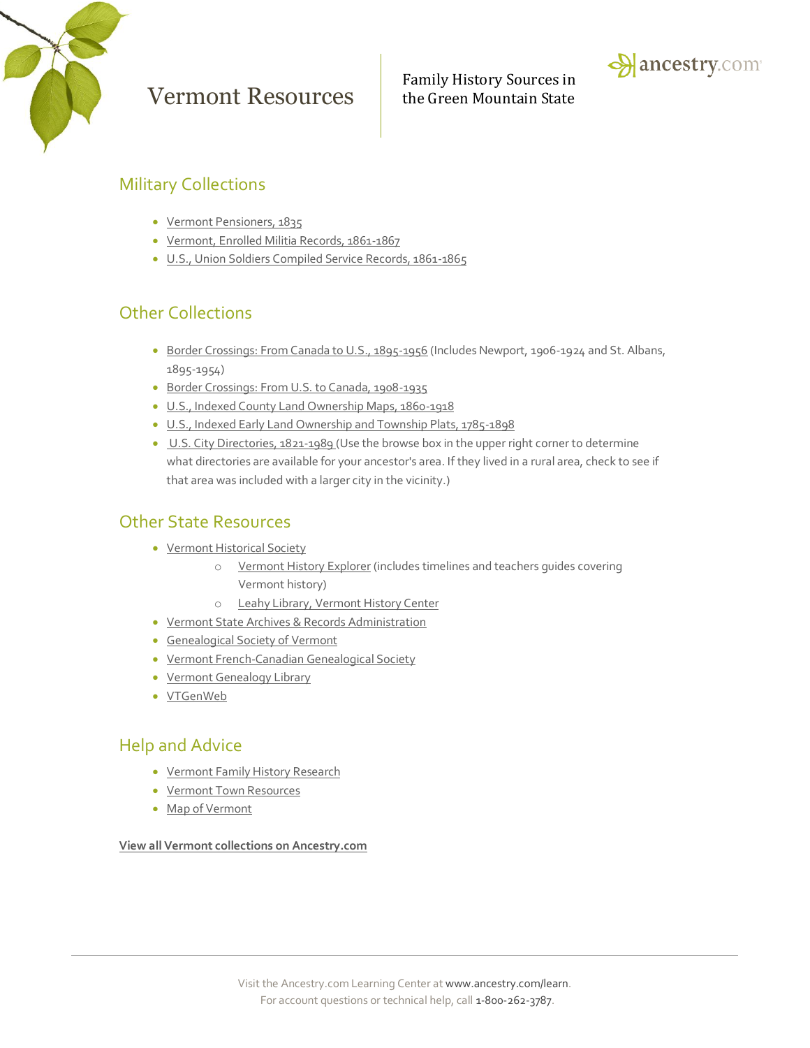# Vermont Resources

Family History Sources in the Green Mountain State

## Military Collections

- Vermont Pensioners, 1835
- Vermont, Enrolled Militia Records, 1861-1867
- U.S., Union Soldiers Compiled Service Records, 1861-1865

## Other Collections

- Border Crossings: From Canada to U.S., 1895-1956 (Includes Newport, 1906-1924 and St. Albans, 1895-1954)
- Border Crossings: From U.S. to Canada, 1908-1935
- U.S., Indexed County Land Ownership Maps, 1860-1918
- U.S., Indexed Early Land Ownership and Township Plats, 1785-1898
- U.S. City Directories, 1821-1989 (Use the browse box in the upper right corner to determine what directories are available for your ancestor's area. If they lived in a rural area, check to see if that area was included with a larger city in the vicinity.)

## Other State Resources

- Vermont Historical Society
  - Vermont History Explorer (includes timelines and teachers guides covering Vermont history)
  - Leahy Library, Vermont History Center
- Vermont State Archives & Records Administration
- Genealogical Society of Vermont
- Vermont French-Canadian Genealogical Society
- Vermont Genealogy Library
- VTGenWeb

## Help and Advice

- Vermont Family History Research
- Vermont Town Resources
- Map of Vermont

**View all Vermont collections on Ancestry.com**

Visit the Ancestry.com Learning Center at www.ancestry.com/learn.
For account questions or technical help, call 1-800-262-3787.